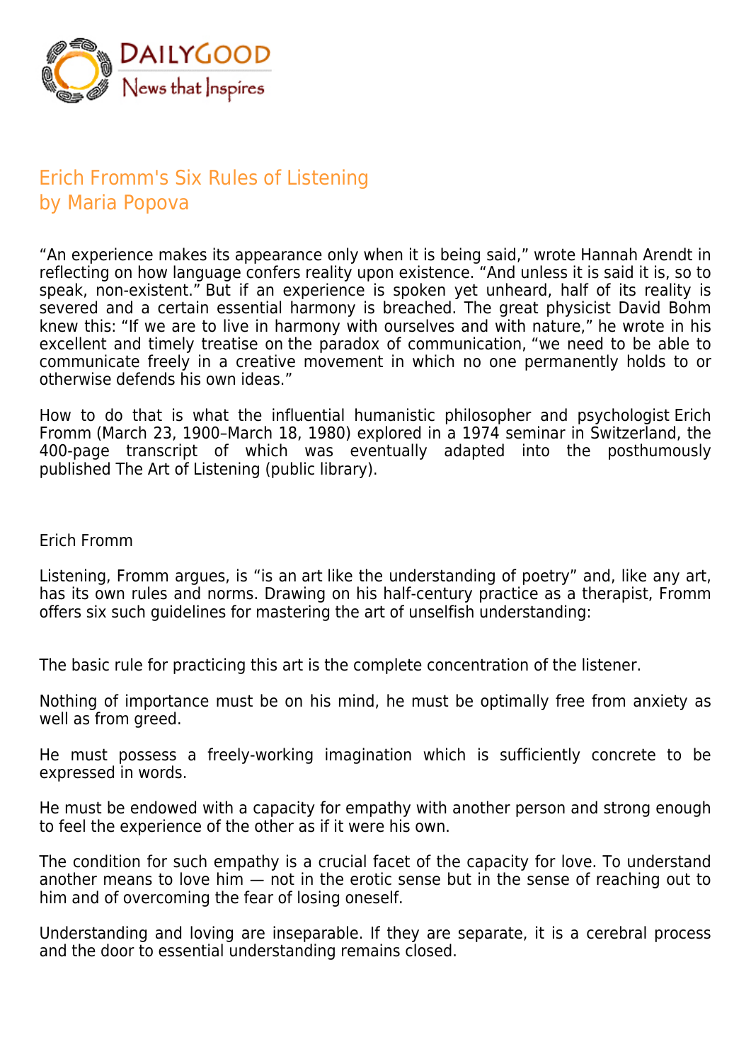# Erich Fromm's Six Rules of Listening

by Maria Popova

"An experience makes its appearance only when it is being said," wrote Hannah Arendt in reflecting on how language confers reality upon existence. "And unless it is said it is, so to speak, non-existent." But if an experience is spoken yet unheard, half of its reality is severed and a certain essential harmony is breached. The great physicist David Bohm knew this: "If we are to live in harmony with ourselves and with nature," he wrote in his excellent and timely treatise on the paradox of communication, "we need to be able to communicate freely in a creative movement in which no one permanently holds to or otherwise defends his own ideas."

How to do that is what the influential humanistic philosopher and psychologist Erich Fromm (March 23, 1900–March 18, 1980) explored in a 1974 seminar in Switzerland, the 400-page transcript of which was eventually adapted into the posthumously published The Art of Listening (public library).

Erich Fromm

Listening, Fromm argues, is "is an art like the understanding of poetry" and, like any art, has its own rules and norms. Drawing on his half-century practice as a therapist, Fromm offers six such guidelines for mastering the art of unselfish understanding:

The basic rule for practicing this art is the complete concentration of the listener.

Nothing of importance must be on his mind, he must be optimally free from anxiety as well as from greed.

He must possess a freely-working imagination which is sufficiently concrete to be expressed in words.

He must be endowed with a capacity for empathy with another person and strong enough to feel the experience of the other as if it were his own.

The condition for such empathy is a crucial facet of the capacity for love. To understand another means to love him — not in the erotic sense but in the sense of reaching out to him and of overcoming the fear of losing oneself.

Understanding and loving are inseparable. If they are separate, it is a cerebral process and the door to essential understanding remains closed.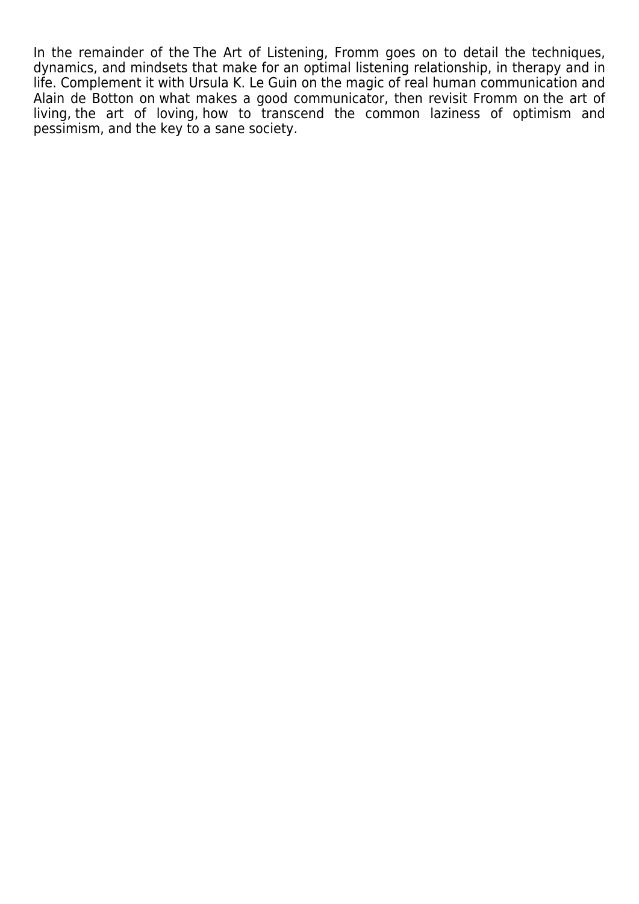In the remainder of the The Art of Listening, Fromm goes on to detail the techniques, dynamics, and mindsets that make for an optimal listening relationship, in therapy and in life. Complement it with Ursula K. Le Guin on the magic of real human communication and Alain de Botton on what makes a good communicator, then revisit Fromm on the art of living, the art of loving, how to transcend the common laziness of optimism and pessimism, and the key to a sane society.